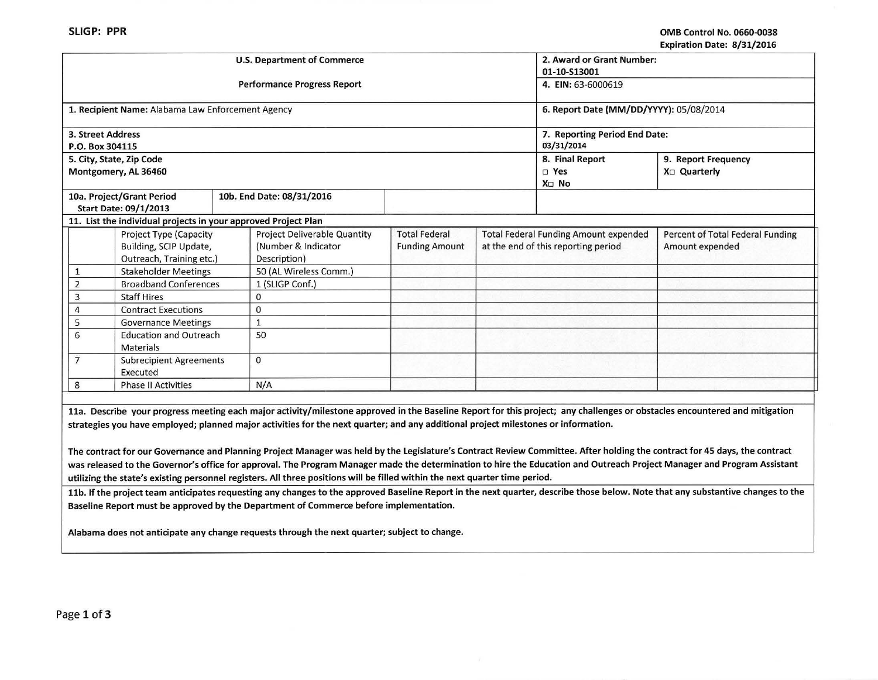SLIGP: PPR

OMB Control No. 0660-0038
Expiration Date: 8/31/2016

| U.S. Department of Commerce<br><br>Performance Progress Report | 2. Award or Grant Number:<br>01-10-S13001<br>4. EIN: 63-6000619 | |
|---|---|---|
| 1. Recipient Name: Alabama Law Enforcement Agency | 6. Report Date (MM/DD/YYYY): 05/08/2014 | |
| 3. Street Address<br>P.O. Box 304115 | 7. Reporting Period End Date:<br>03/31/2014 | |
| 5. City, State, Zip Code<br>Montgomery, AL 36460 | 8. Final Report<br>□ Yes<br>X□ No | 9. Report Frequency<br>X□ Quarterly |
| 10a. Project/Grant Period Start Date: 09/1/2013 — 10b. End Date: 08/31/2016 | | |

**11. List the individual projects in your approved Project Plan**

| | Project Type (Capacity Building, SCIP Update, Outreach, Training etc.) | Project Deliverable Quantity (Number & Indicator Description) | Total Federal Funding Amount | Total Federal Funding Amount expended at the end of this reporting period | Percent of Total Federal Funding Amount expended |
|---|---|---|---|---|---|
| 1 | Stakeholder Meetings | 50 (AL Wireless Comm.) | | | |
| 2 | Broadband Conferences | 1 (SLIGP Conf.) | | | |
| 3 | Staff Hires | 0 | | | |
| 4 | Contract Executions | 0 | | | |
| 5 | Governance Meetings | 1 | | | |
| 6 | Education and Outreach Materials | 50 | | | |
| 7 | Subrecipient Agreements Executed | 0 | | | |
| 8 | Phase II Activities | N/A | | | |

**11a. Describe your progress meeting each major activity/milestone approved in the Baseline Report for this project; any challenges or obstacles encountered and mitigation strategies you have employed; planned major activities for the next quarter; and any additional project milestones or information.**

**The contract for our Governance and Planning Project Manager was held by the Legislature's Contract Review Committee. After holding the contract for 45 days, the contract was released to the Governor's office for approval. The Program Manager made the determination to hire the Education and Outreach Project Manager and Program Assistant utilizing the state's existing personnel registers. All three positions will be filled within the next quarter time period.**

**11b. If the project team anticipates requesting any changes to the approved Baseline Report in the next quarter, describe those below. Note that any substantive changes to the Baseline Report must be approved by the Department of Commerce before implementation.**

**Alabama does not anticipate any change requests through the next quarter; subject to change.**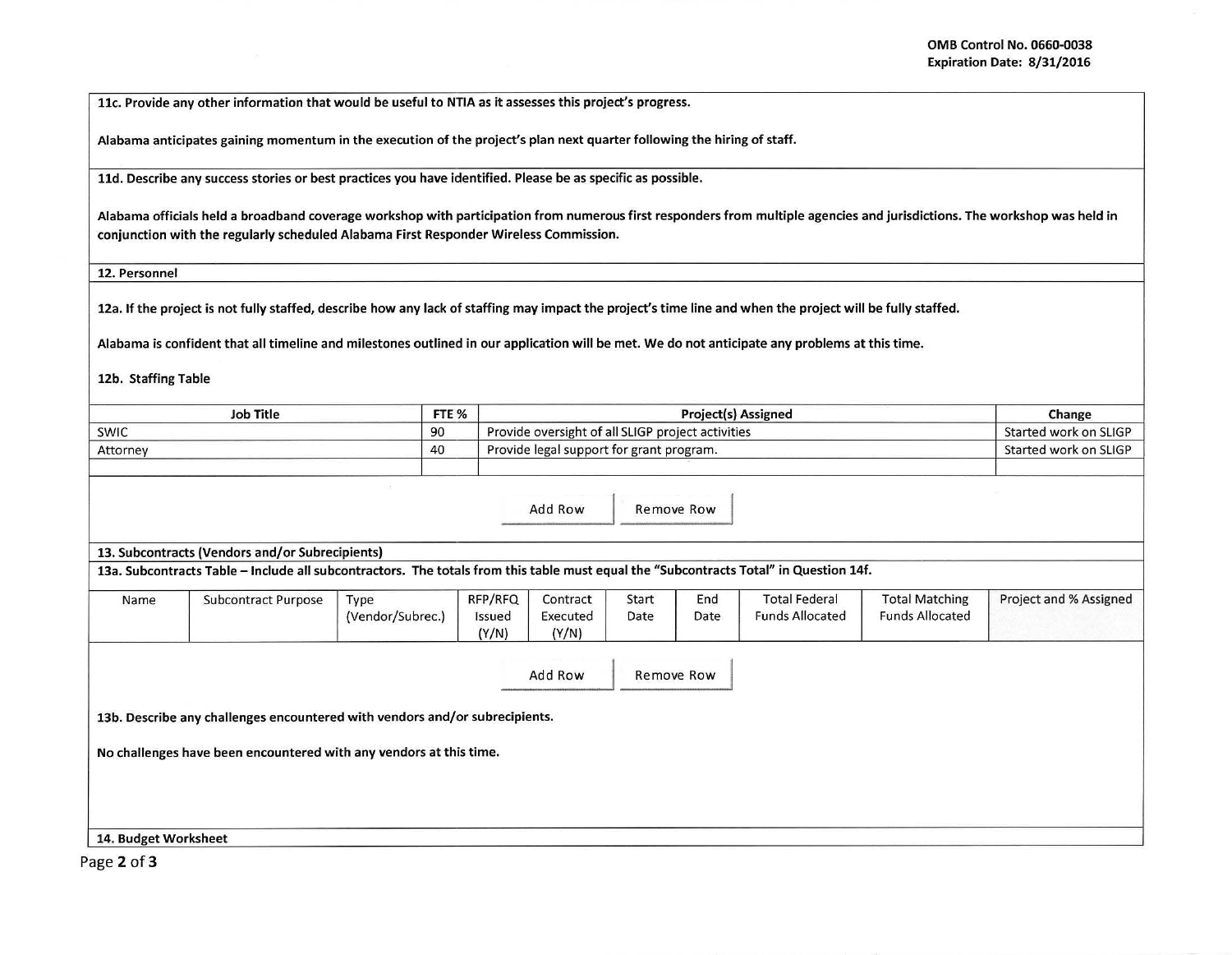**11c. Provide any other information that would be useful to NTIA as it assesses this project's progress.**

**Alabama anticipates gaining momentum in the execution of the project's plan next quarter following the hiring of staff.**

**11d. Describe any success stories or best practices you have identified. Please be as specific as possible.**

**Alabama officials held a broadband coverage workshop with participation from numerous first responders from multiple agencies and jurisdictions. The workshop was held in conjunction with the regularly scheduled Alabama First Responder Wireless Commission.**

**12. Personnel**

**12a. If the project is not fully staffed, describe how any lack of staffing may impact the project's time line and when the project will be fully staffed.**

**Alabama is confident that all timeline and milestones outlined in our application will be met. We do not anticipate any problems at this time.**

**12b. Staffing Table**

| Job Title | FTE % | Project(s) Assigned | Change |
|---|---|---|---|
| SWIC | 90 | Provide oversight of all SLIGP project activities | Started work on SLIGP |
| Attorney | 40 | Provide legal support for grant program. | Started work on SLIGP |
| | | | |

Add Row | Remove Row

**13. Subcontracts (Vendors and/or Subrecipients)**

**13a. Subcontracts Table – Include all subcontractors. The totals from this table must equal the "Subcontracts Total" in Question 14f.**

| Name | Subcontract Purpose | Type (Vendor/Subrec.) | RFP/RFQ Issued (Y/N) | Contract Executed (Y/N) | Start Date | End Date | Total Federal Funds Allocated | Total Matching Funds Allocated | Project and % Assigned |
|---|---|---|---|---|---|---|---|---|---|

Add Row | Remove Row

**13b. Describe any challenges encountered with vendors and/or subrecipients.**

**No challenges have been encountered with any vendors at this time.**

**14. Budget Worksheet**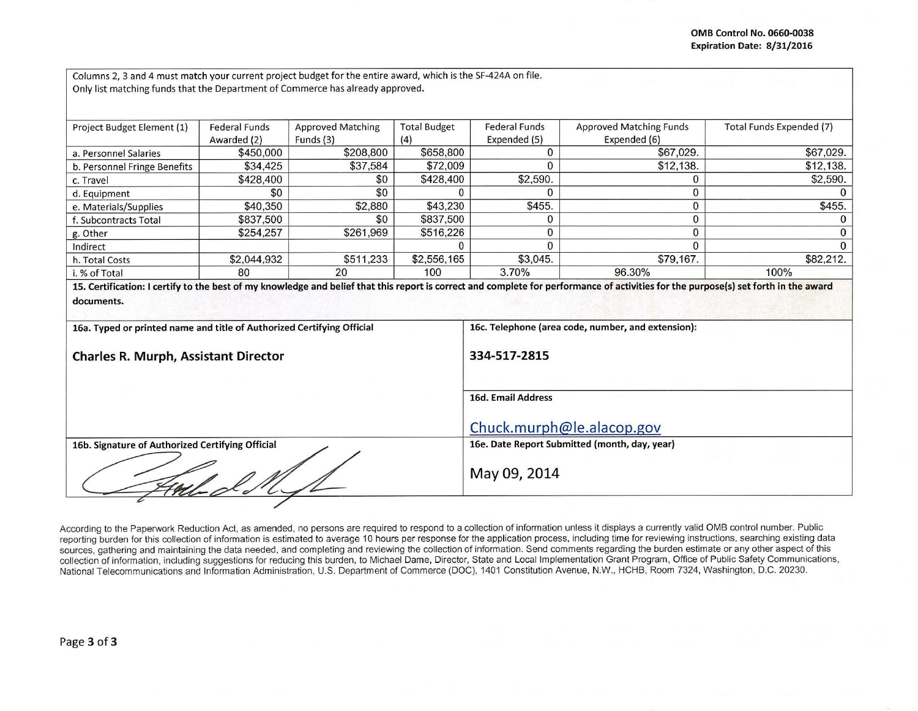OMB Control No. 0660-0038
Expiration Date: 8/31/2016

Columns 2, 3 and 4 must match your current project budget for the entire award, which is the SF-424A on file.
Only list matching funds that the Department of Commerce has already approved.

| Project Budget Element (1) | Federal Funds Awarded (2) | Approved Matching Funds (3) | Total Budget (4) | Federal Funds Expended (5) | Approved Matching Funds Expended (6) | Total Funds Expended (7) |
|---|---|---|---|---|---|---|
| a. Personnel Salaries | $450,000 | $208,800 | $658,800 | 0 | $67,029. | $67,029. |
| b. Personnel Fringe Benefits | $34,425 | $37,584 | $72,009 | 0 | $12,138. | $12,138. |
| c. Travel | $428,400 | $0 | $428,400 | $2,590. | 0 | $2,590. |
| d. Equipment | $0 | $0 | 0 | 0 | 0 | 0 |
| e. Materials/Supplies | $40,350 | $2,880 | $43,230 | $455. | 0 | $455. |
| f. Subcontracts Total | $837,500 | $0 | $837,500 | 0 | 0 | 0 |
| g. Other | $254,257 | $261,969 | $516,226 | 0 | 0 | 0 |
| Indirect | | | 0 | 0 | 0 | 0 |
| h. Total Costs | $2,044,932 | $511,233 | $2,556,165 | $3,045. | $79,167. | $82,212. |
| i. % of Total | 80 | 20 | 100 | 3.70% | 96.30% | 100% |

**15. Certification: I certify to the best of my knowledge and belief that this report is correct and complete for performance of activities for the purpose(s) set forth in the award documents.**

**16a. Typed or printed name and title of Authorized Certifying Official**

**Charles R. Murph, Assistant Director**

**16b. Signature of Authorized Certifying Official**

**16c. Telephone (area code, number, and extension):**

**334-517-2815**

**16d. Email Address**

Chuck.murph@le.alacop.gov

**16e. Date Report Submitted (month, day, year)**

May 09, 2014

According to the Paperwork Reduction Act, as amended, no persons are required to respond to a collection of information unless it displays a currently valid OMB control number. Public reporting burden for this collection of information is estimated to average 10 hours per response for the application process, including time for reviewing instructions, searching existing data sources, gathering and maintaining the data needed, and completing and reviewing the collection of information. Send comments regarding the burden estimate or any other aspect of this collection of information, including suggestions for reducing this burden, to Michael Dame, Director, State and Local Implementation Grant Program, Office of Public Safety Communications, National Telecommunications and Information Administration, U.S. Department of Commerce (DOC), 1401 Constitution Avenue, N.W., HCHB, Room 7324, Washington, D.C. 20230.